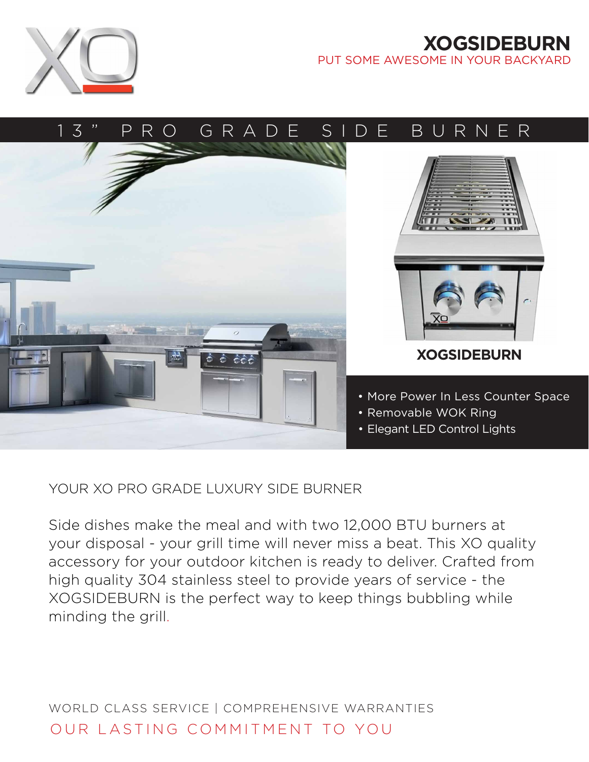# XOGSIDEBURN

PUT SOME AWESOME IN YOUR BACKYARD

## 13" PRO GRADE SIDE BURNER

**XOGSIDEBURN**

- More Power In Less Counter Space
- Removable WOK Ring
- Elegant LED Control Lights

YOUR XO PRO GRADE LUXURY SIDE BURNER

Side dishes make the meal and with two 12,000 BTU burners at your disposal - your grill time will never miss a beat. This XO quality accessory for your outdoor kitchen is ready to deliver. Crafted from high quality 304 stainless steel to provide years of service - the XOGSIDEBURN is the perfect way to keep things bubbling while minding the grill.

WORLD CLASS SERVICE | COMPREHENSIVE WARRANTIES

OUR LASTING COMMITMENT TO YOU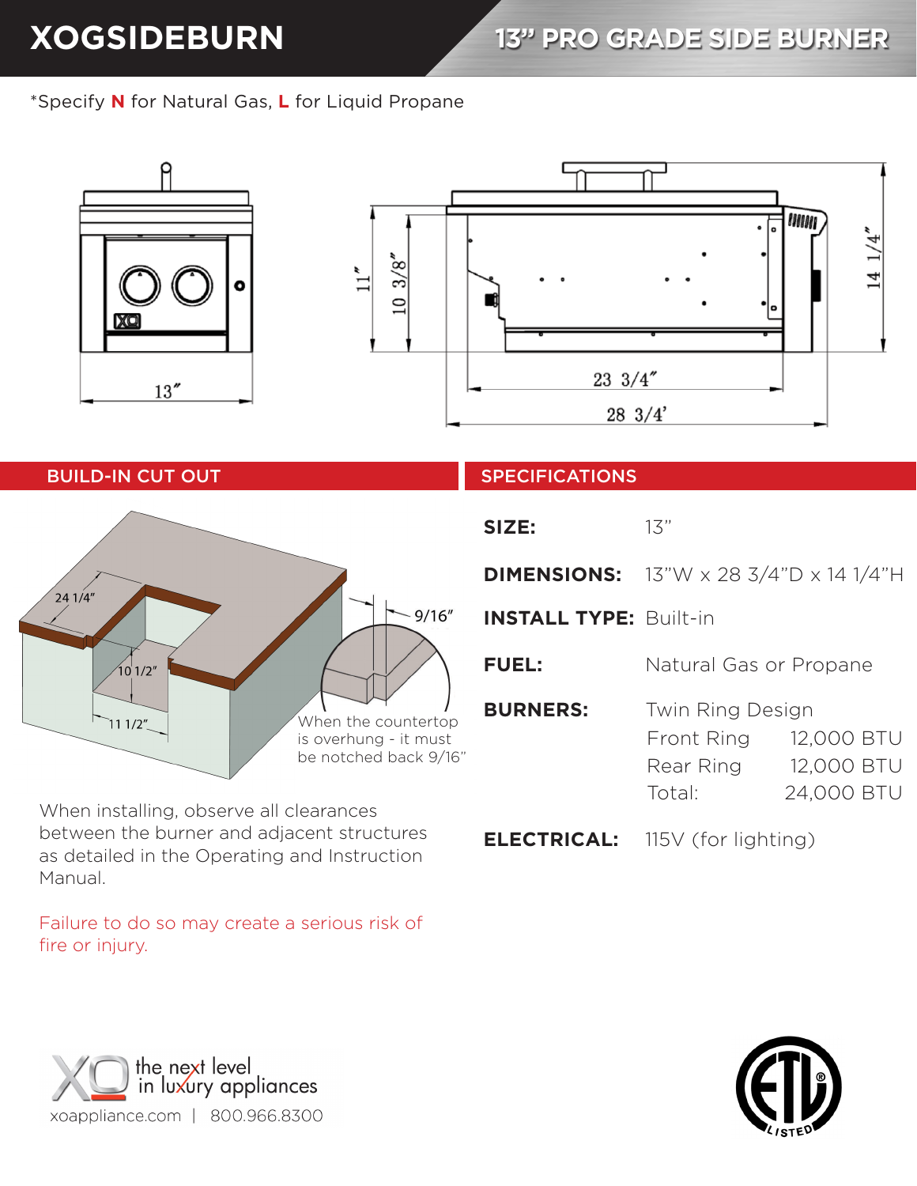# XOGSIDEBURN

## 13" PRO GRADE SIDE BURNER

*Specify **N** for Natural Gas, **L** for Liquid Propane

13"

11"

10 3/8"

23 3/4"

28 3/4'

14 1/4"

## BUILD-IN CUT OUT

24 1/4"

10 1/2"

11 1/2"

9/16"

When the countertop is overhung - it must be notched back 9/16"

When installing, observe all clearances between the burner and adjacent structures as detailed in the Operating and Instruction Manual.

Failure to do so may create a serious risk of fire or injury.

## SPECIFICATIONS

| | | |
|---|---|---|
| **SIZE:** | 13" | |
| **DIMENSIONS:** | 13"W x 28 3/4"D x 14 1/4"H | |
| **INSTALL TYPE:** | Built-in | |
| **FUEL:** | Natural Gas or Propane | |
| **BURNERS:** | Twin Ring Design | |
| | Front Ring | 12,000 BTU |
| | Rear Ring | 12,000 BTU |
| | Total: | 24,000 BTU |
| **ELECTRICAL:** | 115V (for lighting) | |

the next level in luxury appliances

xoappliance.com | 800.966.8300